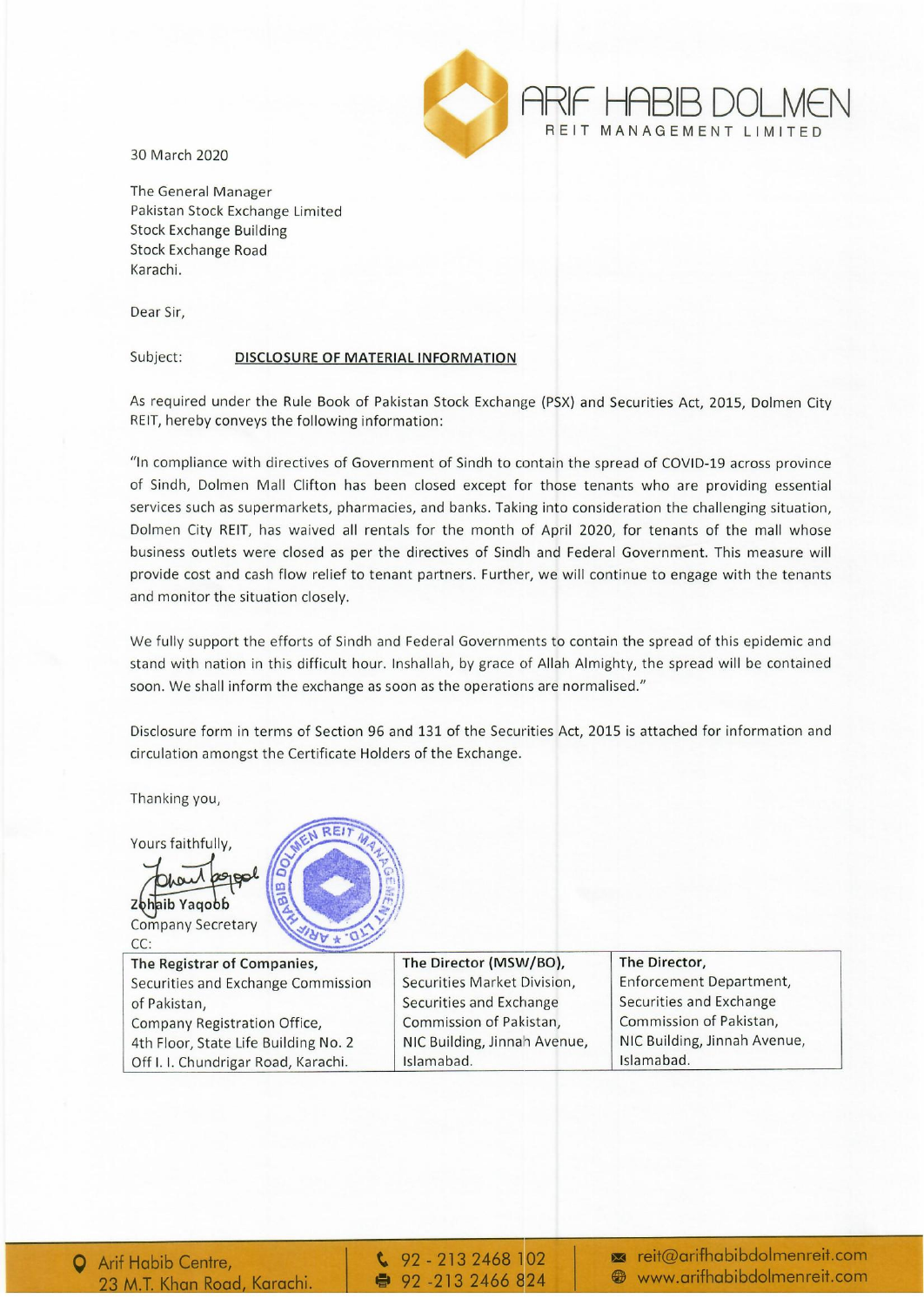ARIF HABIB DOLMEN
REIT MANAGEMENT LIMITED

30 March 2020

The General Manager
Pakistan Stock Exchange Limited
Stock Exchange Building
Stock Exchange Road
Karachi.

Dear Sir,

Subject: **DISCLOSURE OF MATERIAL INFORMATION**

As required under the Rule Book of Pakistan Stock Exchange (PSX) and Securities Act, 2015, Dolmen City REIT, hereby conveys the following information:

"In compliance with directives of Government of Sindh to contain the spread of COVID-19 across province of Sindh, Dolmen Mall Clifton has been closed except for those tenants who are providing essential services such as supermarkets, pharmacies, and banks. Taking into consideration the challenging situation, Dolmen City REIT, has waived all rentals for the month of April 2020, for tenants of the mall whose business outlets were closed as per the directives of Sindh and Federal Government. This measure will provide cost and cash flow relief to tenant partners. Further, we will continue to engage with the tenants and monitor the situation closely.

We fully support the efforts of Sindh and Federal Governments to contain the spread of this epidemic and stand with nation in this difficult hour. Inshallah, by grace of Allah Almighty, the spread will be contained soon. We shall inform the exchange as soon as the operations are normalised."

Disclosure form in terms of Section 96 and 131 of the Securities Act, 2015 is attached for information and circulation amongst the Certificate Holders of the Exchange.

Thanking you,

Yours faithfully,

Zohaib Yaqoob
Company Secretary

CC:

| **The Registrar of Companies,** Securities and Exchange Commission of Pakistan, Company Registration Office, 4th Floor, State Life Building No. 2 Off I. I. Chundrigar Road, Karachi. | **The Director (MSW/BO),** Securities Market Division, Securities and Exchange Commission of Pakistan, NIC Building, Jinnah Avenue, Islamabad. | **The Director,** Enforcement Department, Securities and Exchange Commission of Pakistan, NIC Building, Jinnah Avenue, Islamabad. |
|---|---|---|

Arif Habib Centre, 23 M.T. Khan Road, Karachi. | 92 - 213 2468 102 | 92 -213 2466 824 | reit@arifhabibdolmenreit.com | www.arifhabibdolmenreit.com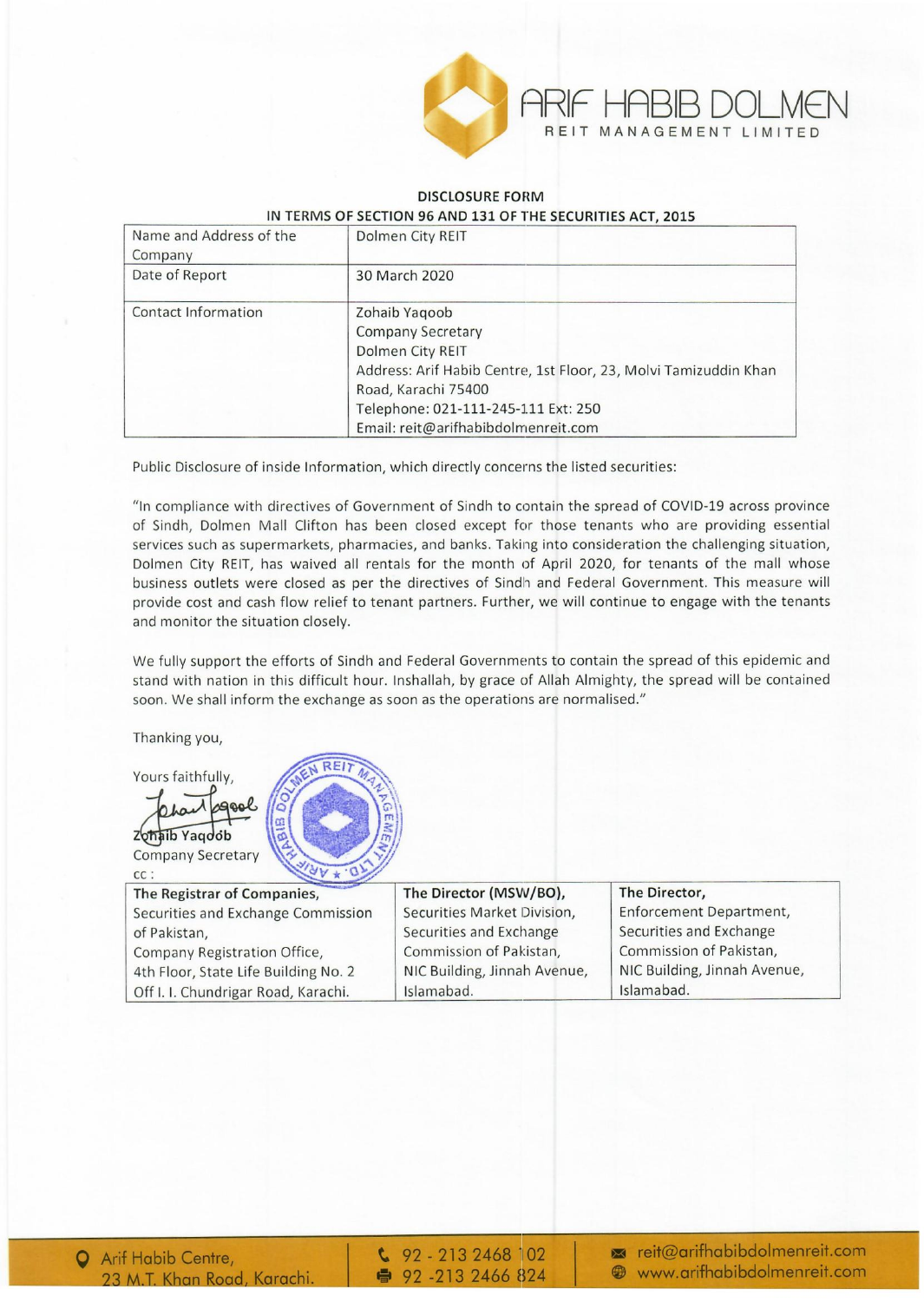ARIF HABIB DOLMEN
REIT MANAGEMENT LIMITED

## DISCLOSURE FORM

### IN TERMS OF SECTION 96 AND 131 OF THE SECURITIES ACT, 2015

| | |
|---|---|
| Name and Address of the Company | Dolmen City REIT |
| Date of Report | 30 March 2020 |
| Contact Information | Zohaib Yaqoob<br>Company Secretary<br>Dolmen City REIT<br>Address: Arif Habib Centre, 1st Floor, 23, Molvi Tamizuddin Khan Road, Karachi 75400<br>Telephone: 021-111-245-111 Ext: 250<br>Email: reit@arifhabibdolmenreit.com |

Public Disclosure of inside Information, which directly concerns the listed securities:

"In compliance with directives of Government of Sindh to contain the spread of COVID-19 across province of Sindh, Dolmen Mall Clifton has been closed except for those tenants who are providing essential services such as supermarkets, pharmacies, and banks. Taking into consideration the challenging situation, Dolmen City REIT, has waived all rentals for the month of April 2020, for tenants of the mall whose business outlets were closed as per the directives of Sindh and Federal Government. This measure will provide cost and cash flow relief to tenant partners. Further, we will continue to engage with the tenants and monitor the situation closely.

We fully support the efforts of Sindh and Federal Governments to contain the spread of this epidemic and stand with nation in this difficult hour. Inshallah, by grace of Allah Almighty, the spread will be contained soon. We shall inform the exchange as soon as the operations are normalised."

Thanking you,

Yours faithfully,

Zohaib Yaqoob
Company Secretary

cc :

| | | |
|---|---|---|
| **The Registrar of Companies,**<br>Securities and Exchange Commission of Pakistan,<br>Company Registration Office,<br>4th Floor, State Life Building No. 2<br>Off I. I. Chundrigar Road, Karachi. | **The Director (MSW/BO),**<br>Securities Market Division,<br>Securities and Exchange Commission of Pakistan,<br>NIC Building, Jinnah Avenue,<br>Islamabad. | **The Director,**<br>Enforcement Department,<br>Securities and Exchange Commission of Pakistan,<br>NIC Building, Jinnah Avenue,<br>Islamabad. |

Arif Habib Centre, 23 M.T. Khan Road, Karachi. | 92 - 213 2468 102 | 92 -213 2466 824 | reit@arifhabibdolmenreit.com | www.arifhabibdolmenreit.com